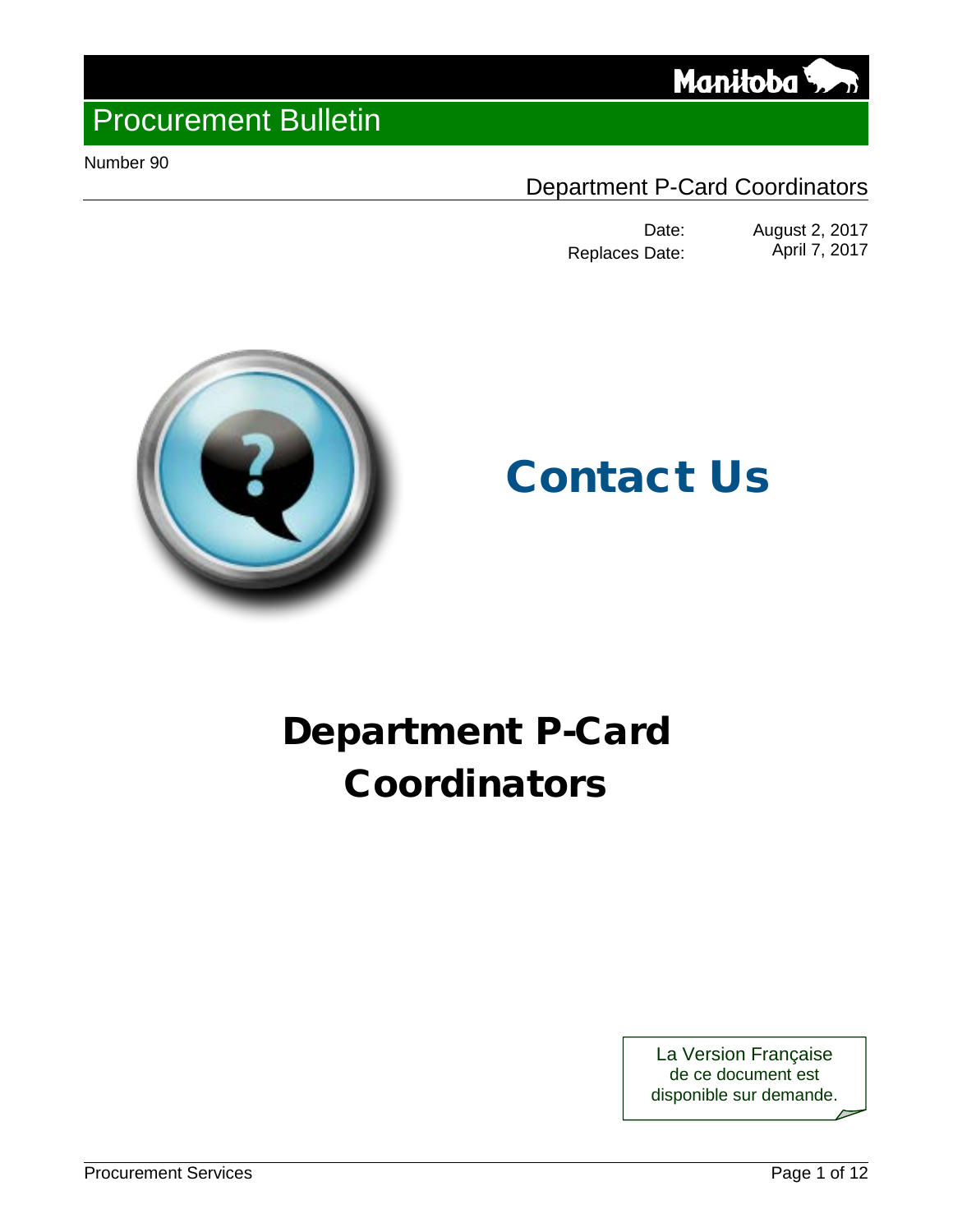# Procurement Bulletin

Number 90

## Department P-Card Coordinators

| | |
|---|---|
| Date: | August 2, 2017 |
| Replaces Date: | April 7, 2017 |

## Contact Us

# Department P-Card Coordinators

La Version Française de ce document est disponible sur demande.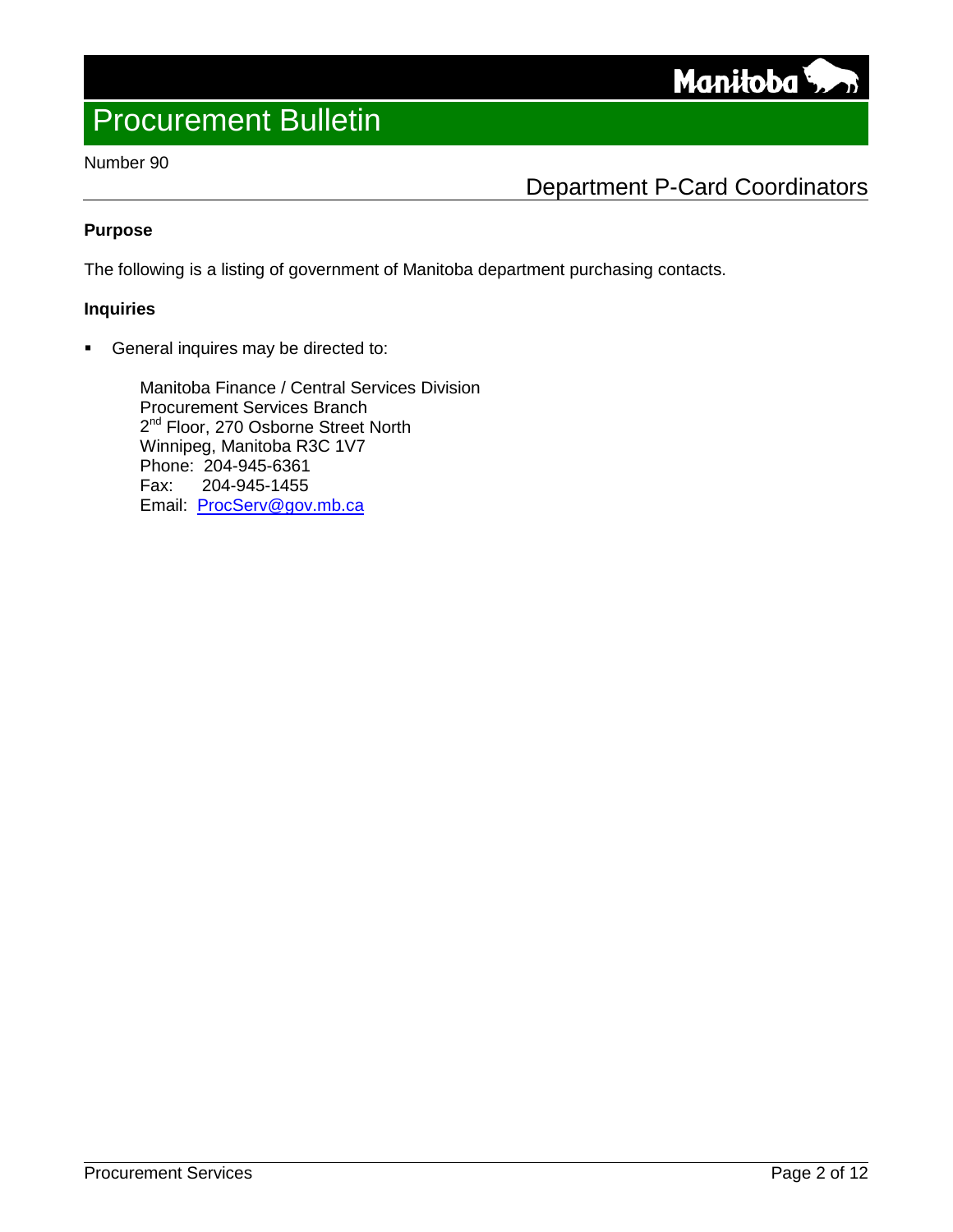# Procurement Bulletin

Number 90

## Department P-Card Coordinators

**Purpose**

The following is a listing of government of Manitoba department purchasing contacts.

**Inquiries**

- General inquires may be directed to:

  Manitoba Finance / Central Services Division
  Procurement Services Branch
  2nd Floor, 270 Osborne Street North
  Winnipeg, Manitoba R3C 1V7
  Phone: 204-945-6361
  Fax: 204-945-1455
  Email: ProcServ@gov.mb.ca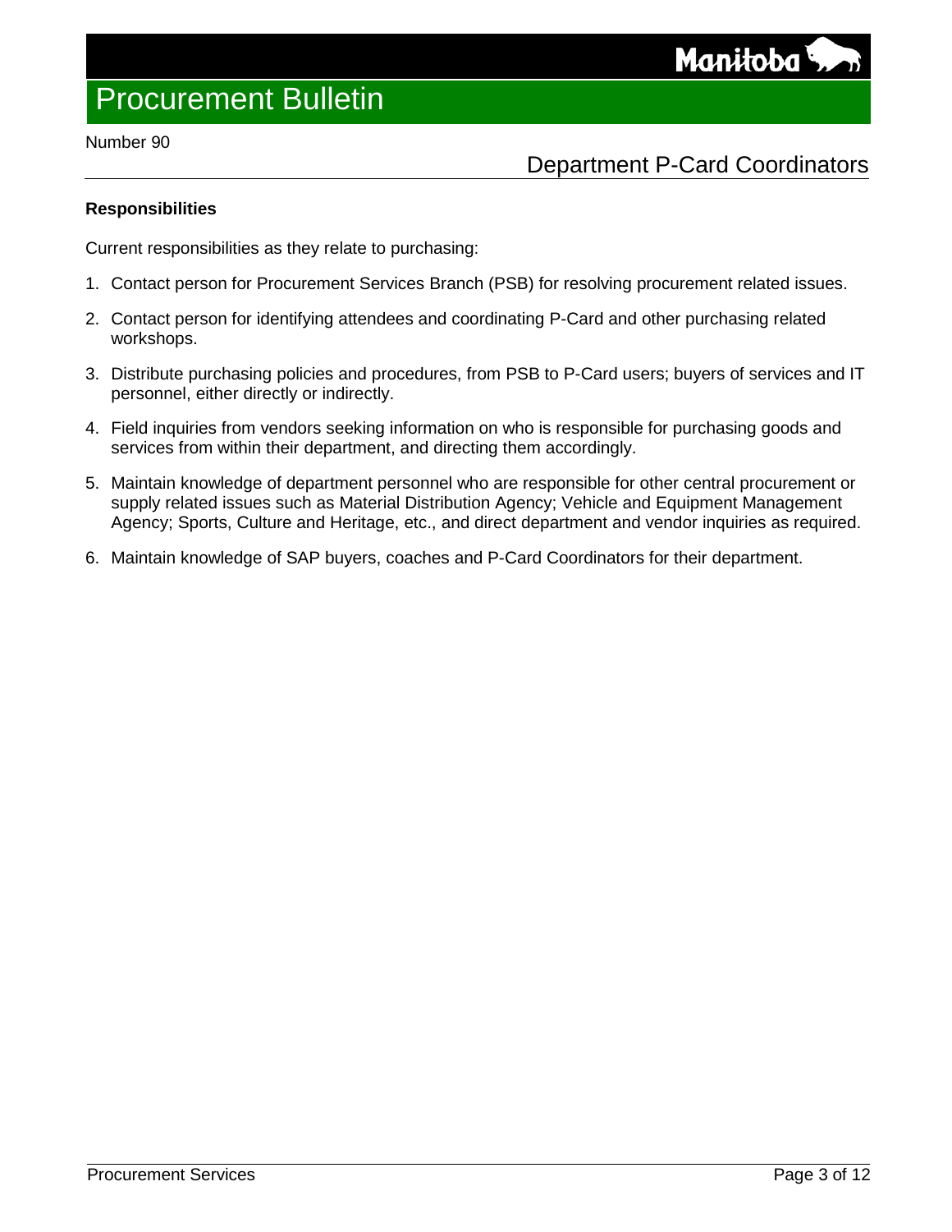### Responsibilities

Current responsibilities as they relate to purchasing:

1. Contact person for Procurement Services Branch (PSB) for resolving procurement related issues.
2. Contact person for identifying attendees and coordinating P-Card and other purchasing related workshops.
3. Distribute purchasing policies and procedures, from PSB to P-Card users; buyers of services and IT personnel, either directly or indirectly.
4. Field inquiries from vendors seeking information on who is responsible for purchasing goods and services from within their department, and directing them accordingly.
5. Maintain knowledge of department personnel who are responsible for other central procurement or supply related issues such as Material Distribution Agency; Vehicle and Equipment Management Agency; Sports, Culture and Heritage, etc., and direct department and vendor inquiries as required.
6. Maintain knowledge of SAP buyers, coaches and P-Card Coordinators for their department.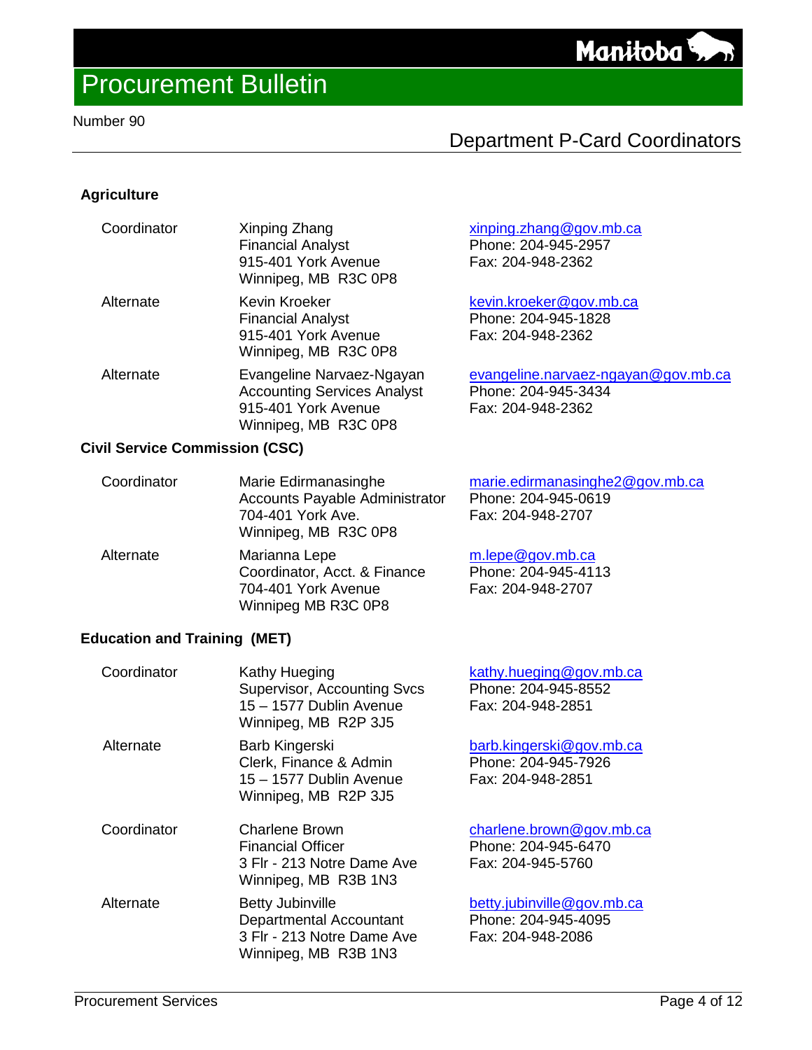# Procurement Bulletin

Number 90

## Department P-Card Coordinators

### Agriculture

| | | |
|---|---|---|
| Coordinator | Xinping Zhang<br>Financial Analyst<br>915-401 York Avenue<br>Winnipeg, MB  R3C 0P8 | xinping.zhang@gov.mb.ca<br>Phone: 204-945-2957<br>Fax: 204-948-2362 |
| Alternate | Kevin Kroeker<br>Financial Analyst<br>915-401 York Avenue<br>Winnipeg, MB  R3C 0P8 | kevin.kroeker@gov.mb.ca<br>Phone: 204-945-1828<br>Fax: 204-948-2362 |
| Alternate | Evangeline Narvaez-Ngayan<br>Accounting Services Analyst<br>915-401 York Avenue<br>Winnipeg, MB  R3C 0P8 | evangeline.narvaez-ngayan@gov.mb.ca<br>Phone: 204-945-3434<br>Fax: 204-948-2362 |

### Civil Service Commission (CSC)

| | | |
|---|---|---|
| Coordinator | Marie Edirmanasinghe<br>Accounts Payable Administrator<br>704-401 York Ave.<br>Winnipeg, MB  R3C 0P8 | marie.edirmanasinghe2@gov.mb.ca<br>Phone: 204-945-0619<br>Fax: 204-948-2707 |
| Alternate | Marianna Lepe<br>Coordinator, Acct. & Finance<br>704-401 York Avenue<br>Winnipeg MB R3C 0P8 | m.lepe@gov.mb.ca<br>Phone: 204-945-4113<br>Fax: 204-948-2707 |

### Education and Training (MET)

| | | |
|---|---|---|
| Coordinator | Kathy Hueging<br>Supervisor, Accounting Svcs<br>15 – 1577 Dublin Avenue<br>Winnipeg, MB  R2P 3J5 | kathy.hueging@gov.mb.ca<br>Phone: 204-945-8552<br>Fax: 204-948-2851 |
| Alternate | Barb Kingerski<br>Clerk, Finance & Admin<br>15 – 1577 Dublin Avenue<br>Winnipeg, MB  R2P 3J5 | barb.kingerski@gov.mb.ca<br>Phone: 204-945-7926<br>Fax: 204-948-2851 |
| Coordinator | Charlene Brown<br>Financial Officer<br>3 Flr - 213 Notre Dame Ave<br>Winnipeg, MB  R3B 1N3 | charlene.brown@gov.mb.ca<br>Phone: 204-945-6470<br>Fax: 204-945-5760 |
| Alternate | Betty Jubinville<br>Departmental Accountant<br>3 Flr - 213 Notre Dame Ave<br>Winnipeg, MB  R3B 1N3 | betty.jubinville@gov.mb.ca<br>Phone: 204-945-4095<br>Fax: 204-948-2086 |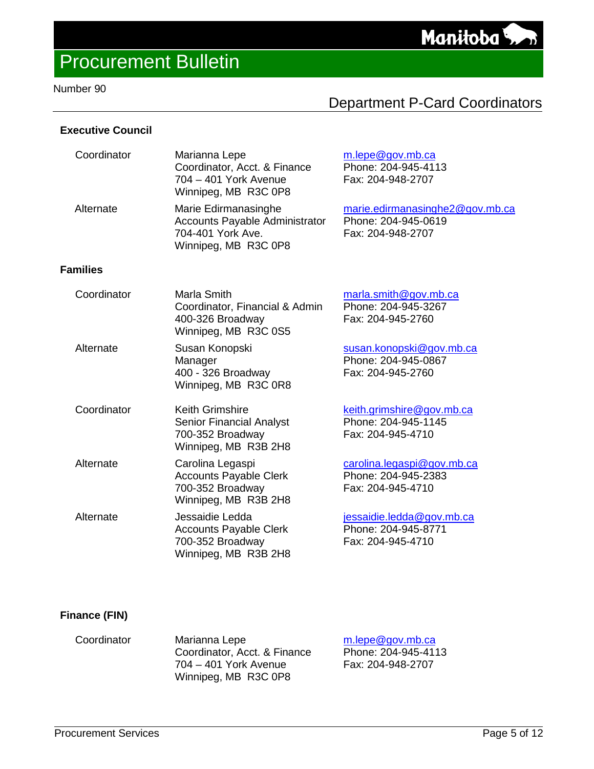# Procurement Bulletin

Number 90

## Department P-Card Coordinators

### Executive Council

| | | |
|---|---|---|
| Coordinator | Marianna Lepe<br>Coordinator, Acct. & Finance<br>704 – 401 York Avenue<br>Winnipeg, MB R3C 0P8 | m.lepe@gov.mb.ca<br>Phone: 204-945-4113<br>Fax: 204-948-2707 |
| Alternate | Marie Edirmanasinghe<br>Accounts Payable Administrator<br>704-401 York Ave.<br>Winnipeg, MB R3C 0P8 | marie.edirmanasinghe2@gov.mb.ca<br>Phone: 204-945-0619<br>Fax: 204-948-2707 |

### Families

| | | |
|---|---|---|
| Coordinator | Marla Smith<br>Coordinator, Financial & Admin<br>400-326 Broadway<br>Winnipeg, MB R3C 0S5 | marla.smith@gov.mb.ca<br>Phone: 204-945-3267<br>Fax: 204-945-2760 |
| Alternate | Susan Konopski<br>Manager<br>400 - 326 Broadway<br>Winnipeg, MB R3C 0R8 | susan.konopski@gov.mb.ca<br>Phone: 204-945-0867<br>Fax: 204-945-2760 |
| Coordinator | Keith Grimshire<br>Senior Financial Analyst<br>700-352 Broadway<br>Winnipeg, MB R3B 2H8 | keith.grimshire@gov.mb.ca<br>Phone: 204-945-1145<br>Fax: 204-945-4710 |
| Alternate | Carolina Legaspi<br>Accounts Payable Clerk<br>700-352 Broadway<br>Winnipeg, MB R3B 2H8 | carolina.legaspi@gov.mb.ca<br>Phone: 204-945-2383<br>Fax: 204-945-4710 |
| Alternate | Jessaidie Ledda<br>Accounts Payable Clerk<br>700-352 Broadway<br>Winnipeg, MB R3B 2H8 | jessaidie.ledda@gov.mb.ca<br>Phone: 204-945-8771<br>Fax: 204-945-4710 |

### Finance (FIN)

| | | |
|---|---|---|
| Coordinator | Marianna Lepe<br>Coordinator, Acct. & Finance<br>704 – 401 York Avenue<br>Winnipeg, MB R3C 0P8 | m.lepe@gov.mb.ca<br>Phone: 204-945-4113<br>Fax: 204-948-2707 |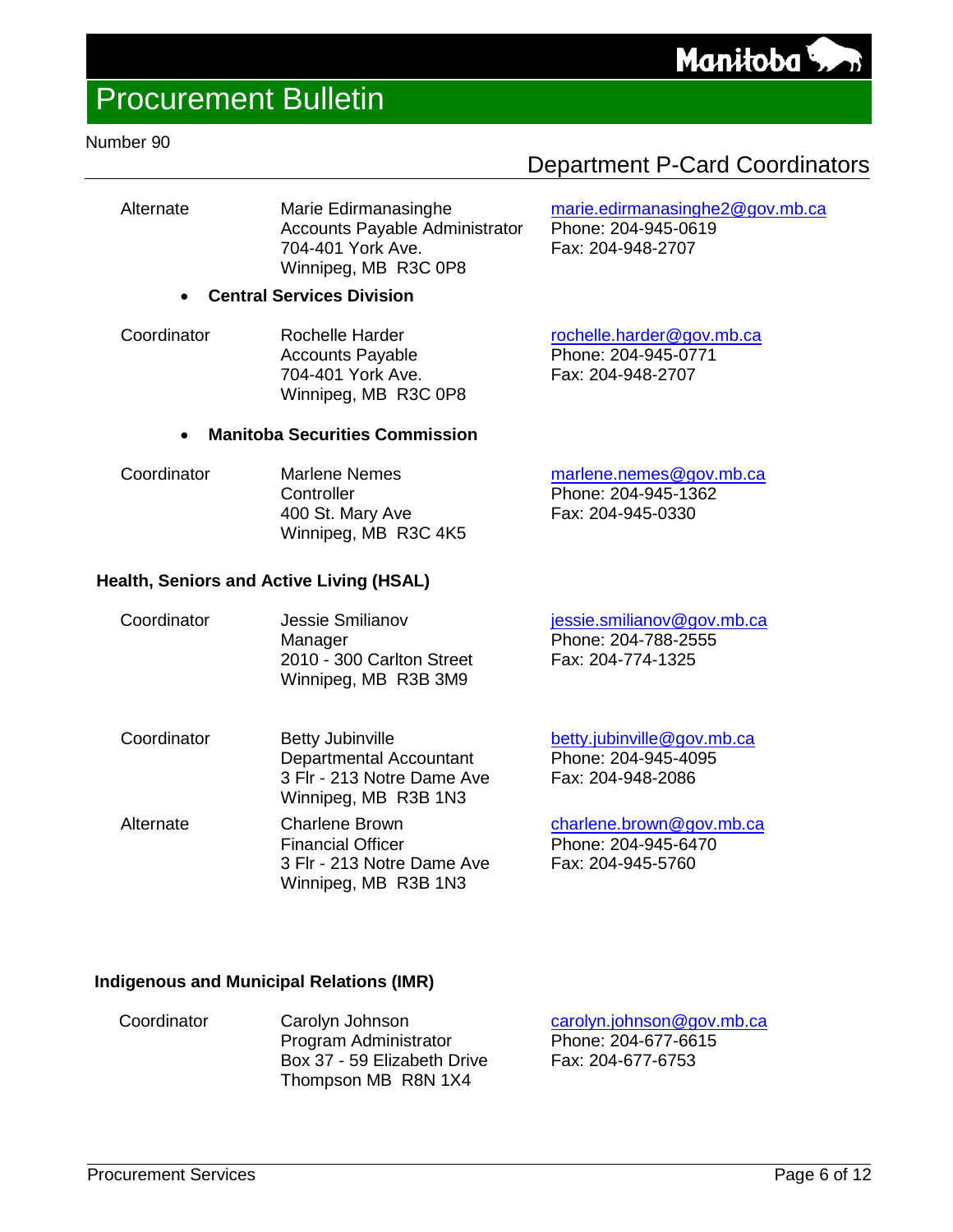| | | |
|---|---|---|
| Alternate | Marie Edirmanasinghe<br>Accounts Payable Administrator<br>704-401 York Ave.<br>Winnipeg, MB R3C 0P8 | marie.edirmanasinghe2@gov.mb.ca<br>Phone: 204-945-0619<br>Fax: 204-948-2707 |

- **Central Services Division**

| | | |
|---|---|---|
| Coordinator | Rochelle Harder<br>Accounts Payable<br>704-401 York Ave.<br>Winnipeg, MB R3C 0P8 | rochelle.harder@gov.mb.ca<br>Phone: 204-945-0771<br>Fax: 204-948-2707 |

- **Manitoba Securities Commission**

| | | |
|---|---|---|
| Coordinator | Marlene Nemes<br>Controller<br>400 St. Mary Ave<br>Winnipeg, MB R3C 4K5 | marlene.nemes@gov.mb.ca<br>Phone: 204-945-1362<br>Fax: 204-945-0330 |

**Health, Seniors and Active Living (HSAL)**

| | | |
|---|---|---|
| Coordinator | Jessie Smilianov<br>Manager<br>2010 - 300 Carlton Street<br>Winnipeg, MB R3B 3M9 | jessie.smilianov@gov.mb.ca<br>Phone: 204-788-2555<br>Fax: 204-774-1325 |
| Coordinator | Betty Jubinville<br>Departmental Accountant<br>3 Flr - 213 Notre Dame Ave<br>Winnipeg, MB R3B 1N3 | betty.jubinville@gov.mb.ca<br>Phone: 204-945-4095<br>Fax: 204-948-2086 |
| Alternate | Charlene Brown<br>Financial Officer<br>3 Flr - 213 Notre Dame Ave<br>Winnipeg, MB R3B 1N3 | charlene.brown@gov.mb.ca<br>Phone: 204-945-6470<br>Fax: 204-945-5760 |

**Indigenous and Municipal Relations (IMR)**

| | | |
|---|---|---|
| Coordinator | Carolyn Johnson<br>Program Administrator<br>Box 37 - 59 Elizabeth Drive<br>Thompson MB R8N 1X4 | carolyn.johnson@gov.mb.ca<br>Phone: 204-677-6615<br>Fax: 204-677-6753 |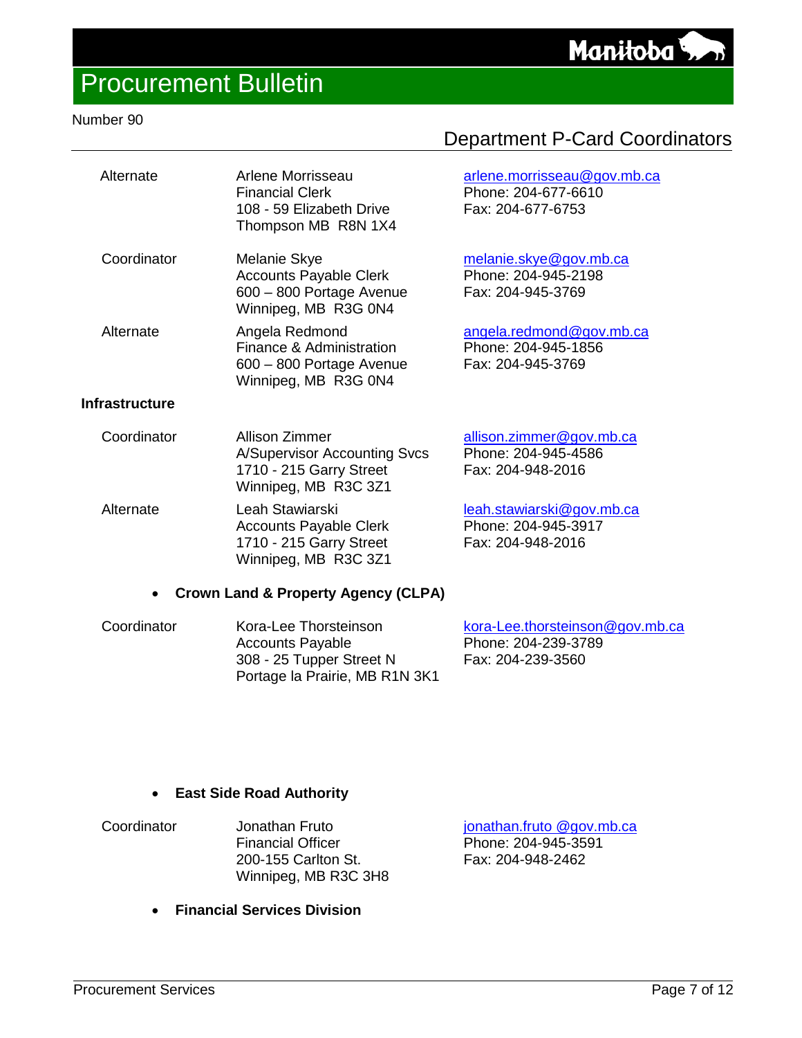## Department P-Card Coordinators

| | | |
|---|---|---|
| Alternate | Arlene Morrisseau<br>Financial Clerk<br>108 - 59 Elizabeth Drive<br>Thompson MB R8N 1X4 | arlene.morrisseau@gov.mb.ca<br>Phone: 204-677-6610<br>Fax: 204-677-6753 |
| Coordinator | Melanie Skye<br>Accounts Payable Clerk<br>600 – 800 Portage Avenue<br>Winnipeg, MB R3G 0N4 | melanie.skye@gov.mb.ca<br>Phone: 204-945-2198<br>Fax: 204-945-3769 |
| Alternate | Angela Redmond<br>Finance & Administration<br>600 – 800 Portage Avenue<br>Winnipeg, MB R3G 0N4 | angela.redmond@gov.mb.ca<br>Phone: 204-945-1856<br>Fax: 204-945-3769 |

**Infrastructure**

| | | |
|---|---|---|
| Coordinator | Allison Zimmer<br>A/Supervisor Accounting Svcs<br>1710 - 215 Garry Street<br>Winnipeg, MB R3C 3Z1 | allison.zimmer@gov.mb.ca<br>Phone: 204-945-4586<br>Fax: 204-948-2016 |
| Alternate | Leah Stawiarski<br>Accounts Payable Clerk<br>1710 - 215 Garry Street<br>Winnipeg, MB R3C 3Z1 | leah.stawiarski@gov.mb.ca<br>Phone: 204-945-3917<br>Fax: 204-948-2016 |

- **Crown Land & Property Agency (CLPA)**

| | | |
|---|---|---|
| Coordinator | Kora-Lee Thorsteinson<br>Accounts Payable<br>308 - 25 Tupper Street N<br>Portage la Prairie, MB R1N 3K1 | kora-Lee.thorsteinson@gov.mb.ca<br>Phone: 204-239-3789<br>Fax: 204-239-3560 |

- **East Side Road Authority**

| | | |
|---|---|---|
| Coordinator | Jonathan Fruto<br>Financial Officer<br>200-155 Carlton St.<br>Winnipeg, MB R3C 3H8 | jonathan.fruto @gov.mb.ca<br>Phone: 204-945-3591<br>Fax: 204-948-2462 |

- **Financial Services Division**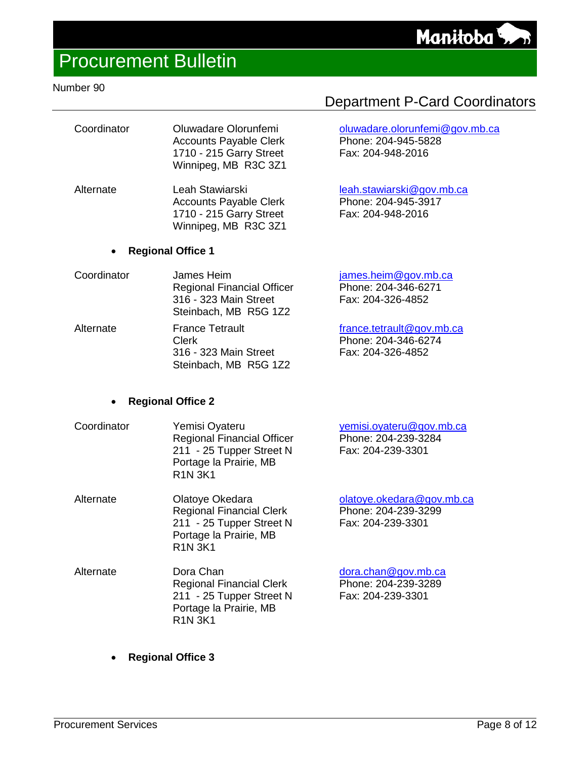# Procurement Bulletin

Number 90

## Department P-Card Coordinators

| | | |
|---|---|---|
| Coordinator | Oluwadare Olorunfemi<br>Accounts Payable Clerk<br>1710 - 215 Garry Street<br>Winnipeg, MB R3C 3Z1 | oluwadare.olorunfemi@gov.mb.ca<br>Phone: 204-945-5828<br>Fax: 204-948-2016 |
| Alternate | Leah Stawiarski<br>Accounts Payable Clerk<br>1710 - 215 Garry Street<br>Winnipeg, MB R3C 3Z1 | leah.stawiarski@gov.mb.ca<br>Phone: 204-945-3917<br>Fax: 204-948-2016 |

- **Regional Office 1**

| | | |
|---|---|---|
| Coordinator | James Heim<br>Regional Financial Officer<br>316 - 323 Main Street<br>Steinbach, MB R5G 1Z2 | james.heim@gov.mb.ca<br>Phone: 204-346-6271<br>Fax: 204-326-4852 |
| Alternate | France Tetrault<br>Clerk<br>316 - 323 Main Street<br>Steinbach, MB R5G 1Z2 | france.tetrault@gov.mb.ca<br>Phone: 204-346-6274<br>Fax: 204-326-4852 |

- **Regional Office 2**

| | | |
|---|---|---|
| Coordinator | Yemisi Oyateru<br>Regional Financial Officer<br>211 - 25 Tupper Street N<br>Portage la Prairie, MB<br>R1N 3K1 | yemisi.oyateru@gov.mb.ca<br>Phone: 204-239-3284<br>Fax: 204-239-3301 |
| Alternate | Olatoye Okedara<br>Regional Financial Clerk<br>211 - 25 Tupper Street N<br>Portage la Prairie, MB<br>R1N 3K1 | olatoye.okedara@gov.mb.ca<br>Phone: 204-239-3299<br>Fax: 204-239-3301 |
| Alternate | Dora Chan<br>Regional Financial Clerk<br>211 - 25 Tupper Street N<br>Portage la Prairie, MB<br>R1N 3K1 | dora.chan@gov.mb.ca<br>Phone: 204-239-3289<br>Fax: 204-239-3301 |

- **Regional Office 3**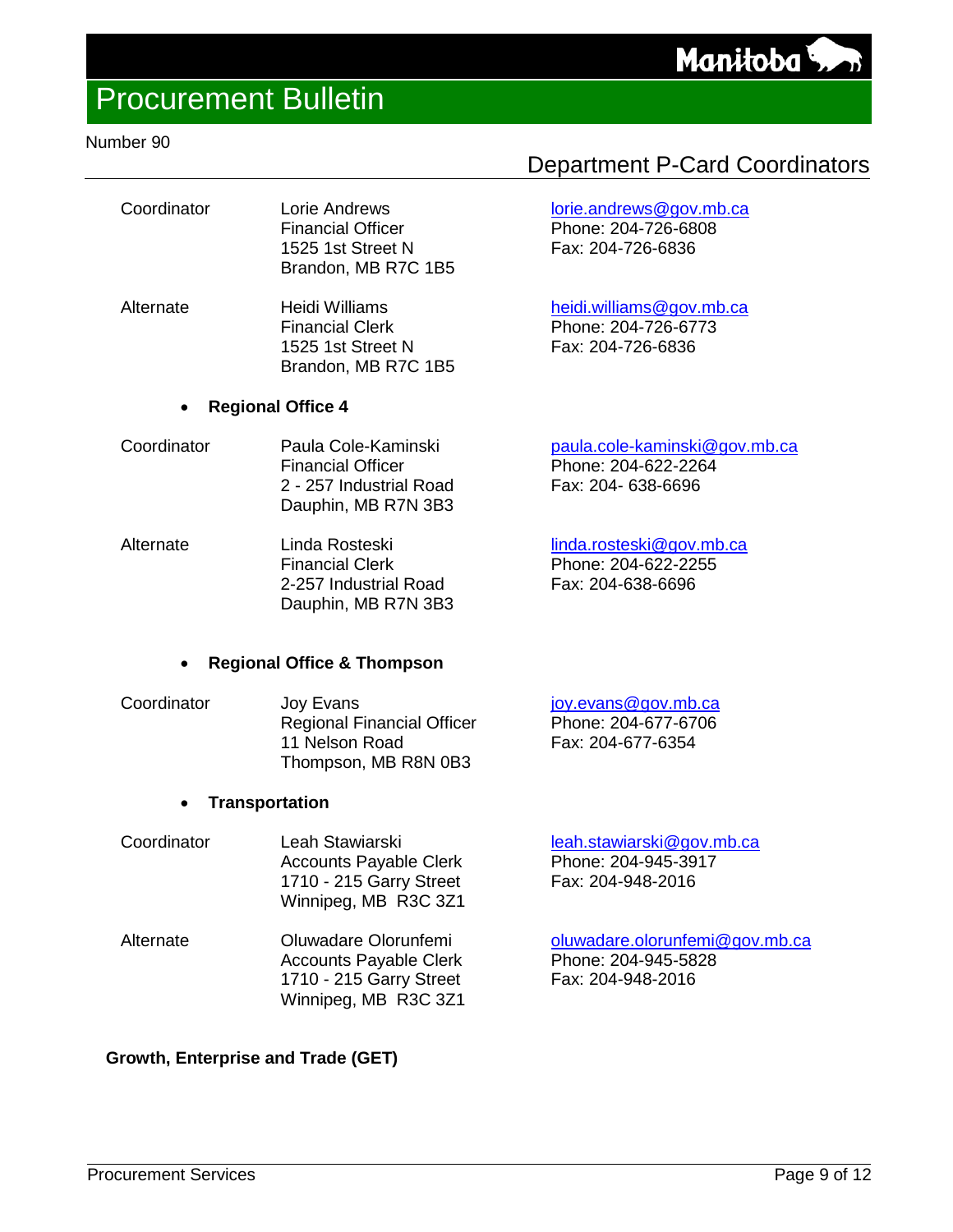## Department P-Card Coordinators

| | | |
|---|---|---|
| Coordinator | Lorie Andrews<br>Financial Officer<br>1525 1st Street N<br>Brandon, MB R7C 1B5 | lorie.andrews@gov.mb.ca<br>Phone: 204-726-6808<br>Fax: 204-726-6836 |
| Alternate | Heidi Williams<br>Financial Clerk<br>1525 1st Street N<br>Brandon, MB R7C 1B5 | heidi.williams@gov.mb.ca<br>Phone: 204-726-6773<br>Fax: 204-726-6836 |

- **Regional Office 4**

| | | |
|---|---|---|
| Coordinator | Paula Cole-Kaminski<br>Financial Officer<br>2 - 257 Industrial Road<br>Dauphin, MB R7N 3B3 | paula.cole-kaminski@gov.mb.ca<br>Phone: 204-622-2264<br>Fax: 204- 638-6696 |
| Alternate | Linda Rosteski<br>Financial Clerk<br>2-257 Industrial Road<br>Dauphin, MB R7N 3B3 | linda.rosteski@gov.mb.ca<br>Phone: 204-622-2255<br>Fax: 204-638-6696 |

- **Regional Office & Thompson**

| | | |
|---|---|---|
| Coordinator | Joy Evans<br>Regional Financial Officer<br>11 Nelson Road<br>Thompson, MB R8N 0B3 | joy.evans@gov.mb.ca<br>Phone: 204-677-6706<br>Fax: 204-677-6354 |

- **Transportation**

| | | |
|---|---|---|
| Coordinator | Leah Stawiarski<br>Accounts Payable Clerk<br>1710 - 215 Garry Street<br>Winnipeg, MB R3C 3Z1 | leah.stawiarski@gov.mb.ca<br>Phone: 204-945-3917<br>Fax: 204-948-2016 |
| Alternate | Oluwadare Olorunfemi<br>Accounts Payable Clerk<br>1710 - 215 Garry Street<br>Winnipeg, MB R3C 3Z1 | oluwadare.olorunfemi@gov.mb.ca<br>Phone: 204-945-5828<br>Fax: 204-948-2016 |

**Growth, Enterprise and Trade (GET)**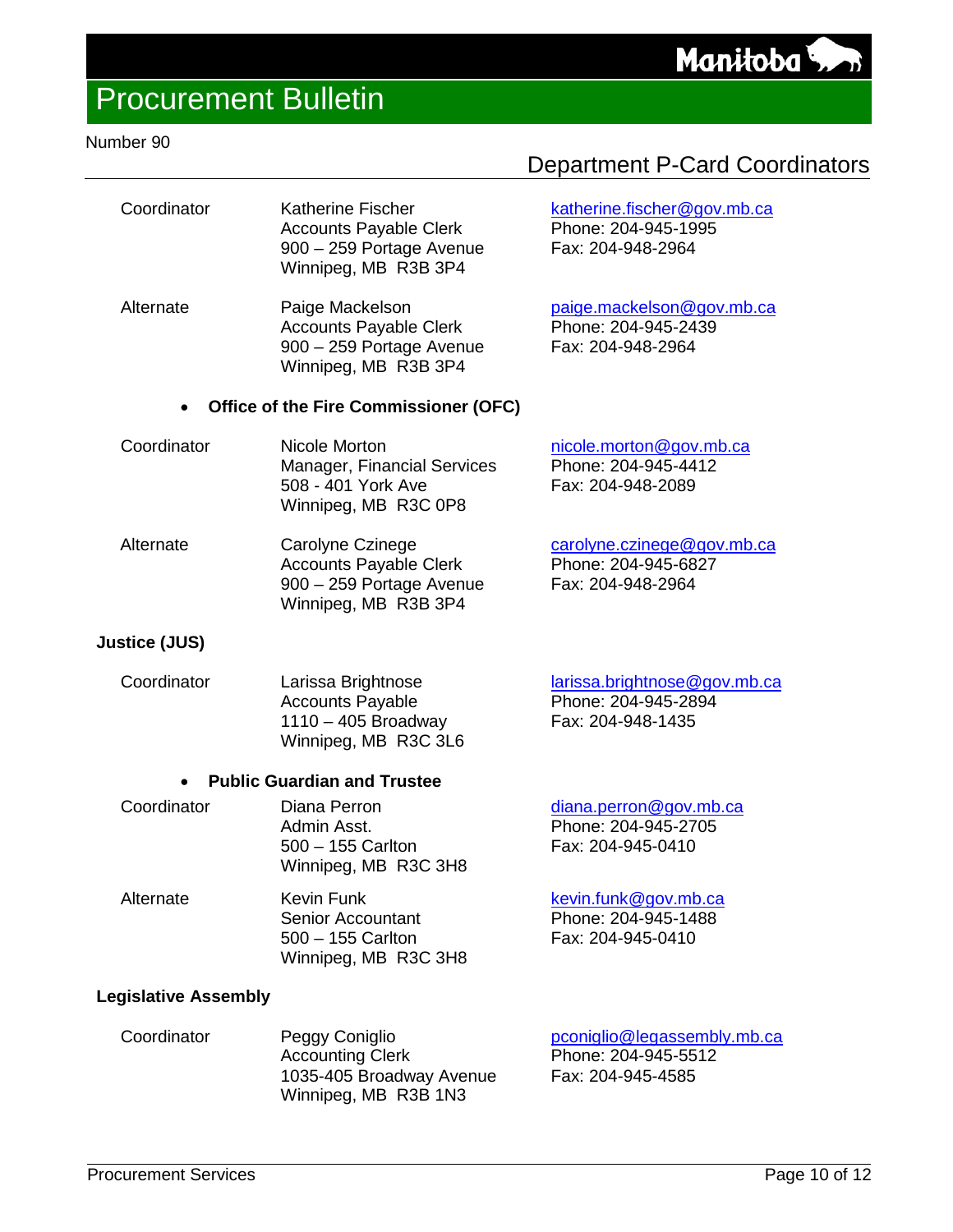Number 90

## Department P-Card Coordinators

| | | |
|---|---|---|
| Coordinator | Katherine Fischer<br>Accounts Payable Clerk<br>900 – 259 Portage Avenue<br>Winnipeg, MB R3B 3P4 | katherine.fischer@gov.mb.ca<br>Phone: 204-945-1995<br>Fax: 204-948-2964 |
| Alternate | Paige Mackelson<br>Accounts Payable Clerk<br>900 – 259 Portage Avenue<br>Winnipeg, MB R3B 3P4 | paige.mackelson@gov.mb.ca<br>Phone: 204-945-2439<br>Fax: 204-948-2964 |

- **Office of the Fire Commissioner (OFC)**

| | | |
|---|---|---|
| Coordinator | Nicole Morton<br>Manager, Financial Services<br>508 - 401 York Ave<br>Winnipeg, MB R3C 0P8 | nicole.morton@gov.mb.ca<br>Phone: 204-945-4412<br>Fax: 204-948-2089 |
| Alternate | Carolyne Czinege<br>Accounts Payable Clerk<br>900 – 259 Portage Avenue<br>Winnipeg, MB R3B 3P4 | carolyne.czinege@gov.mb.ca<br>Phone: 204-945-6827<br>Fax: 204-948-2964 |

**Justice (JUS)**

| | | |
|---|---|---|
| Coordinator | Larissa Brightnose<br>Accounts Payable<br>1110 – 405 Broadway<br>Winnipeg, MB R3C 3L6 | larissa.brightnose@gov.mb.ca<br>Phone: 204-945-2894<br>Fax: 204-948-1435 |

- **Public Guardian and Trustee**

| | | |
|---|---|---|
| Coordinator | Diana Perron<br>Admin Asst.<br>500 – 155 Carlton<br>Winnipeg, MB R3C 3H8 | diana.perron@gov.mb.ca<br>Phone: 204-945-2705<br>Fax: 204-945-0410 |
| Alternate | Kevin Funk<br>Senior Accountant<br>500 – 155 Carlton<br>Winnipeg, MB R3C 3H8 | kevin.funk@gov.mb.ca<br>Phone: 204-945-1488<br>Fax: 204-945-0410 |

**Legislative Assembly**

| | | |
|---|---|---|
| Coordinator | Peggy Coniglio<br>Accounting Clerk<br>1035-405 Broadway Avenue<br>Winnipeg, MB R3B 1N3 | pconiglio@legassembly.mb.ca<br>Phone: 204-945-5512<br>Fax: 204-945-4585 |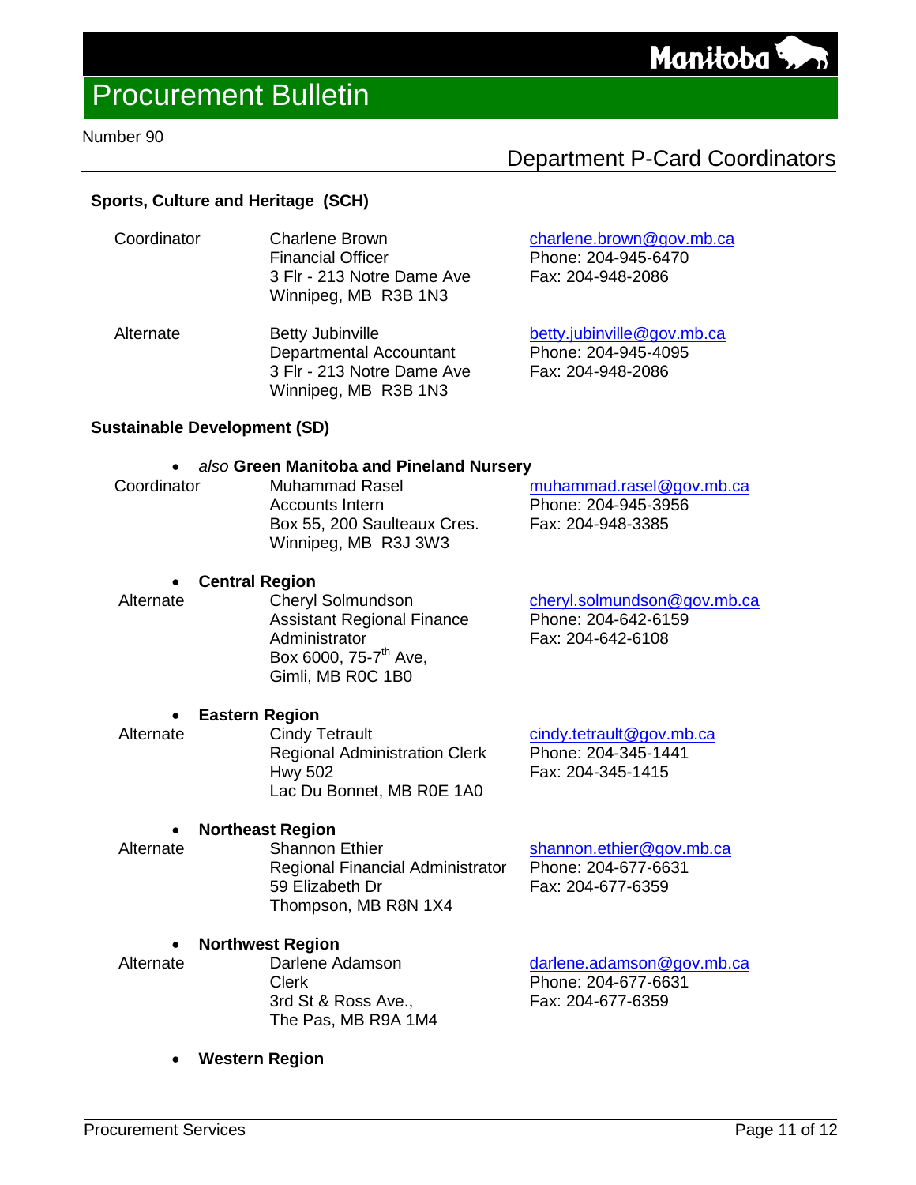# Procurement Bulletin

Number 90

## Department P-Card Coordinators

### Sports, Culture and Heritage (SCH)

| | | |
|---|---|---|
| Coordinator | Charlene Brown<br>Financial Officer<br>3 Flr - 213 Notre Dame Ave<br>Winnipeg, MB R3B 1N3 | charlene.brown@gov.mb.ca<br>Phone: 204-945-6470<br>Fax: 204-948-2086 |
| Alternate | Betty Jubinville<br>Departmental Accountant<br>3 Flr - 213 Notre Dame Ave<br>Winnipeg, MB R3B 1N3 | betty.jubinville@gov.mb.ca<br>Phone: 204-945-4095<br>Fax: 204-948-2086 |

### Sustainable Development (SD)

- *also* **Green Manitoba and Pineland Nursery**

| | | |
|---|---|---|
| Coordinator | Muhammad Rasel<br>Accounts Intern<br>Box 55, 200 Saulteaux Cres.<br>Winnipeg, MB R3J 3W3 | muhammad.rasel@gov.mb.ca<br>Phone: 204-945-3956<br>Fax: 204-948-3385 |

- **Central Region**

| | | |
|---|---|---|
| Alternate | Cheryl Solmundson<br>Assistant Regional Finance Administrator<br>Box 6000, 75-7th Ave,<br>Gimli, MB R0C 1B0 | cheryl.solmundson@gov.mb.ca<br>Phone: 204-642-6159<br>Fax: 204-642-6108 |

- **Eastern Region**

| | | |
|---|---|---|
| Alternate | Cindy Tetrault<br>Regional Administration Clerk<br>Hwy 502<br>Lac Du Bonnet, MB R0E 1A0 | cindy.tetrault@gov.mb.ca<br>Phone: 204-345-1441<br>Fax: 204-345-1415 |

- **Northeast Region**

| | | |
|---|---|---|
| Alternate | Shannon Ethier<br>Regional Financial Administrator<br>59 Elizabeth Dr<br>Thompson, MB R8N 1X4 | shannon.ethier@gov.mb.ca<br>Phone: 204-677-6631<br>Fax: 204-677-6359 |

- **Northwest Region**

| | | |
|---|---|---|
| Alternate | Darlene Adamson<br>Clerk<br>3rd St & Ross Ave.,<br>The Pas, MB R9A 1M4 | darlene.adamson@gov.mb.ca<br>Phone: 204-677-6631<br>Fax: 204-677-6359 |

- **Western Region**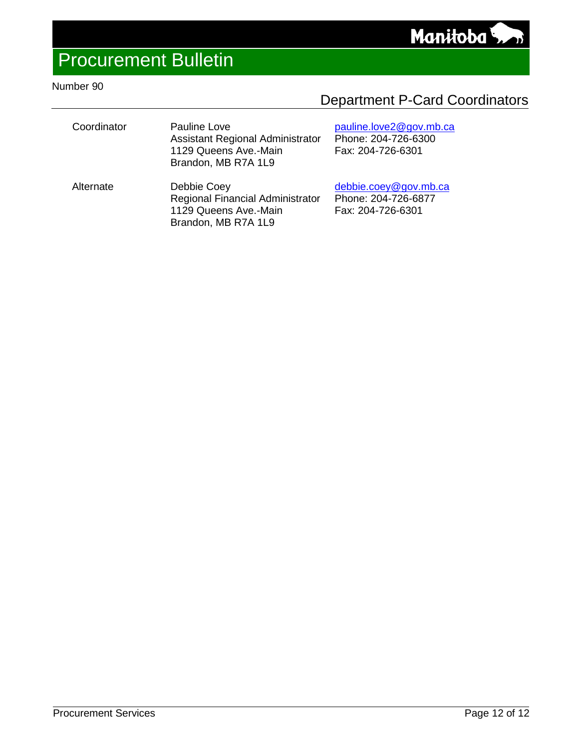## Department P-Card Coordinators

| | | |
|---|---|---|
| Coordinator | Pauline Love<br>Assistant Regional Administrator<br>1129 Queens Ave.-Main<br>Brandon, MB R7A 1L9 | pauline.love2@gov.mb.ca<br>Phone: 204-726-6300<br>Fax: 204-726-6301 |
| Alternate | Debbie Coey<br>Regional Financial Administrator<br>1129 Queens Ave.-Main<br>Brandon, MB R7A 1L9 | debbie.coey@gov.mb.ca<br>Phone: 204-726-6877<br>Fax: 204-726-6301 |